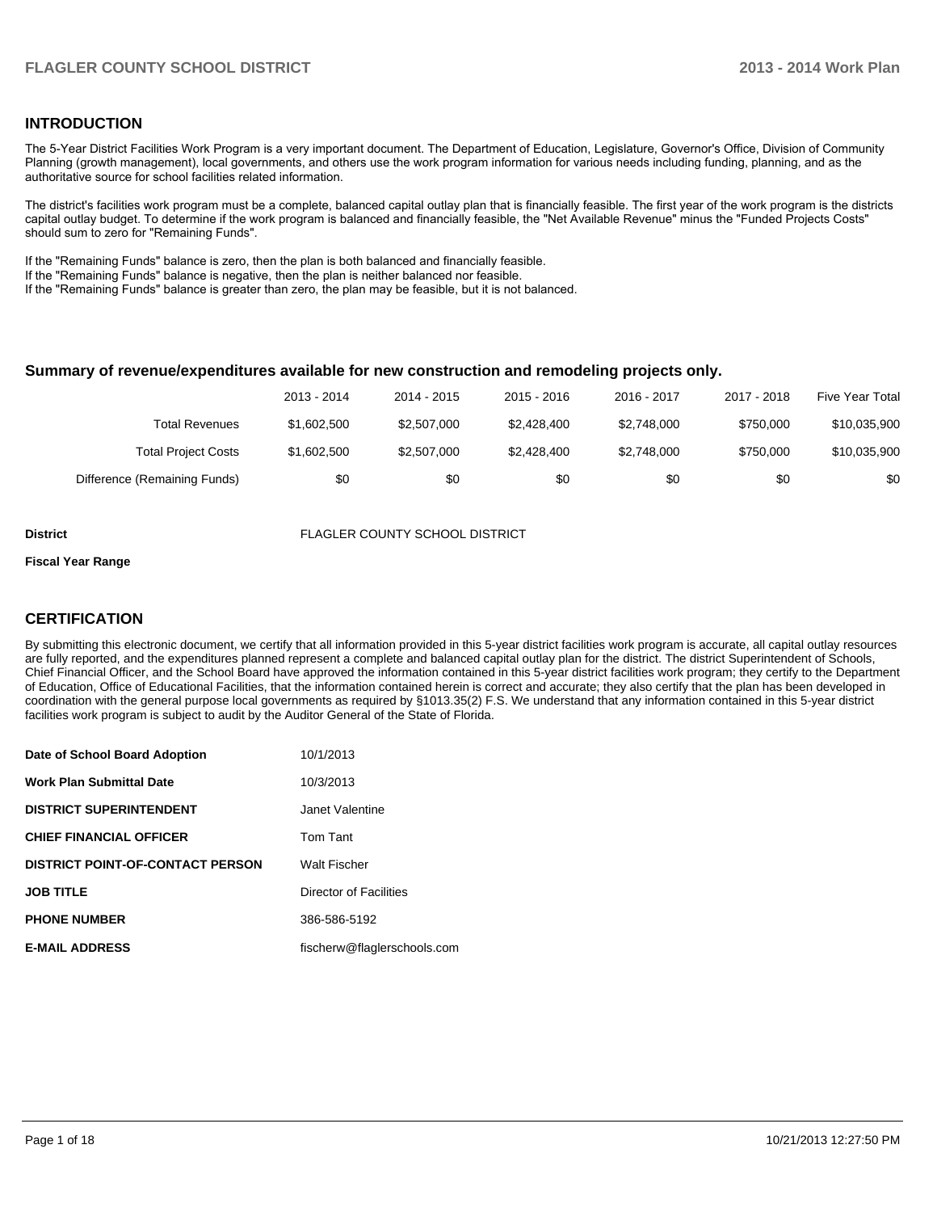## INTRODUCTION

The 5-Year District Facilities Work Program is a very important document. The Department of Education, Legislature, Governor's Office, Division of Community Planning (growth management), local governments, and others use the work program information for various needs including funding, planning, and as the authoritative source for school facilities related information.

The district's facilities work program must be a complete, balanced capital outlay plan that is financially feasible. The first year of the work program is the districts capital outlay budget. To determine if the work program is balanced and financially feasible, the "Net Available Revenue" minus the "Funded Projects Costs" should sum to zero for "Remaining Funds".

If the "Remaining Funds" balance is zero, then the plan is both balanced and financially feasible.
If the "Remaining Funds" balance is negative, then the plan is neither balanced nor feasible.
If the "Remaining Funds" balance is greater than zero, the plan may be feasible, but it is not balanced.

### Summary of revenue/expenditures available for new construction and remodeling projects only.

| | 2013 - 2014 | 2014 - 2015 | 2015 - 2016 | 2016 - 2017 | 2017 - 2018 | Five Year Total |
|---|---|---|---|---|---|---|
| Total Revenues | $1,602,500 | $2,507,000 | $2,428,400 | $2,748,000 | $750,000 | $10,035,900 |
| Total Project Costs | $1,602,500 | $2,507,000 | $2,428,400 | $2,748,000 | $750,000 | $10,035,900 |
| Difference (Remaining Funds) | $0 | $0 | $0 | $0 | $0 | $0 |

**District** FLAGLER COUNTY SCHOOL DISTRICT

**Fiscal Year Range**

## CERTIFICATION

By submitting this electronic document, we certify that all information provided in this 5-year district facilities work program is accurate, all capital outlay resources are fully reported, and the expenditures planned represent a complete and balanced capital outlay plan for the district. The district Superintendent of Schools, Chief Financial Officer, and the School Board have approved the information contained in this 5-year district facilities work program; they certify to the Department of Education, Office of Educational Facilities, that the information contained herein is correct and accurate; they also certify that the plan has been developed in coordination with the general purpose local governments as required by §1013.35(2) F.S. We understand that any information contained in this 5-year district facilities work program is subject to audit by the Auditor General of the State of Florida.

| | |
|---|---|
| **Date of School Board Adoption** | 10/1/2013 |
| **Work Plan Submittal Date** | 10/3/2013 |
| **DISTRICT SUPERINTENDENT** | Janet Valentine |
| **CHIEF FINANCIAL OFFICER** | Tom Tant |
| **DISTRICT POINT-OF-CONTACT PERSON** | Walt Fischer |
| **JOB TITLE** | Director of Facilities |
| **PHONE NUMBER** | 386-586-5192 |
| **E-MAIL ADDRESS** | fischerw@flaglerschools.com |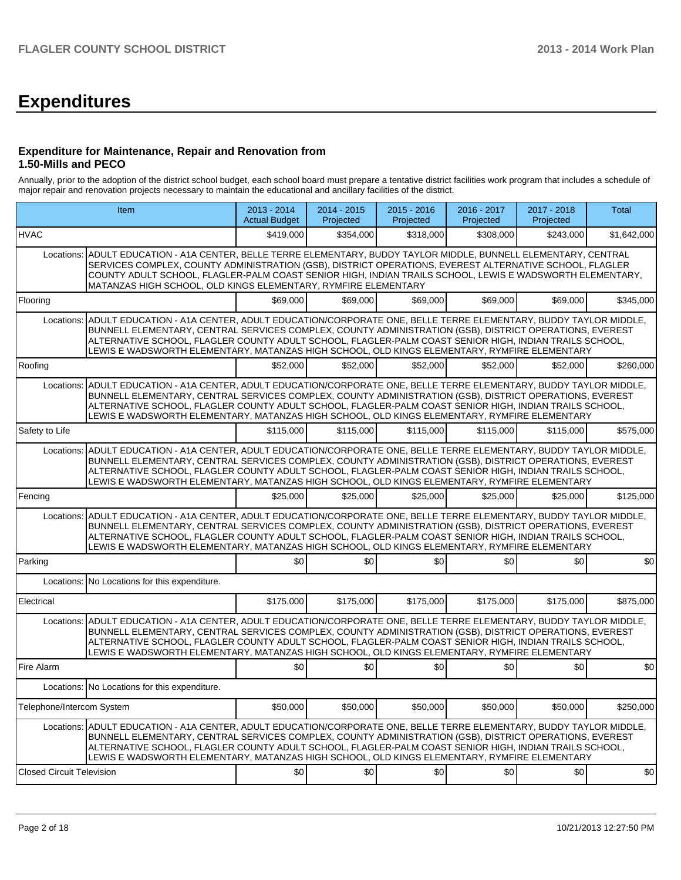# Expenditures

### Expenditure for Maintenance, Repair and Renovation from 1.50-Mills and PECO

Annually, prior to the adoption of the district school budget, each school board must prepare a tentative district facilities work program that includes a schedule of major repair and renovation projects necessary to maintain the educational and ancillary facilities of the district.

| Item | | 2013 - 2014 Actual Budget | 2014 - 2015 Projected | 2015 - 2016 Projected | 2016 - 2017 Projected | 2017 - 2018 Projected | Total |
|---|---|---|---|---|---|---|---|
| HVAC | | $419,000 | $354,000 | $318,000 | $308,000 | $243,000 | $1,642,000 |
| Locations: | ADULT EDUCATION - A1A CENTER, BELLE TERRE ELEMENTARY, BUDDY TAYLOR MIDDLE, BUNNELL ELEMENTARY, CENTRAL SERVICES COMPLEX, COUNTY ADMINISTRATION (GSB), DISTRICT OPERATIONS, EVEREST ALTERNATIVE SCHOOL, FLAGLER COUNTY ADULT SCHOOL, FLAGLER-PALM COAST SENIOR HIGH, INDIAN TRAILS SCHOOL, LEWIS E WADSWORTH ELEMENTARY, MATANZAS HIGH SCHOOL, OLD KINGS ELEMENTARY, RYMFIRE ELEMENTARY | | | | | | |
| Flooring | | $69,000 | $69,000 | $69,000 | $69,000 | $69,000 | $345,000 |
| Locations: | ADULT EDUCATION - A1A CENTER, ADULT EDUCATION/CORPORATE ONE, BELLE TERRE ELEMENTARY, BUDDY TAYLOR MIDDLE, BUNNELL ELEMENTARY, CENTRAL SERVICES COMPLEX, COUNTY ADMINISTRATION (GSB), DISTRICT OPERATIONS, EVEREST ALTERNATIVE SCHOOL, FLAGLER COUNTY ADULT SCHOOL, FLAGLER-PALM COAST SENIOR HIGH, INDIAN TRAILS SCHOOL, LEWIS E WADSWORTH ELEMENTARY, MATANZAS HIGH SCHOOL, OLD KINGS ELEMENTARY, RYMFIRE ELEMENTARY | | | | | | |
| Roofing | | $52,000 | $52,000 | $52,000 | $52,000 | $52,000 | $260,000 |
| Locations: | ADULT EDUCATION - A1A CENTER, ADULT EDUCATION/CORPORATE ONE, BELLE TERRE ELEMENTARY, BUDDY TAYLOR MIDDLE, BUNNELL ELEMENTARY, CENTRAL SERVICES COMPLEX, COUNTY ADMINISTRATION (GSB), DISTRICT OPERATIONS, EVEREST ALTERNATIVE SCHOOL, FLAGLER COUNTY ADULT SCHOOL, FLAGLER-PALM COAST SENIOR HIGH, INDIAN TRAILS SCHOOL, LEWIS E WADSWORTH ELEMENTARY, MATANZAS HIGH SCHOOL, OLD KINGS ELEMENTARY, RYMFIRE ELEMENTARY | | | | | | |
| Safety to Life | | $115,000 | $115,000 | $115,000 | $115,000 | $115,000 | $575,000 |
| Locations: | ADULT EDUCATION - A1A CENTER, ADULT EDUCATION/CORPORATE ONE, BELLE TERRE ELEMENTARY, BUDDY TAYLOR MIDDLE, BUNNELL ELEMENTARY, CENTRAL SERVICES COMPLEX, COUNTY ADMINISTRATION (GSB), DISTRICT OPERATIONS, EVEREST ALTERNATIVE SCHOOL, FLAGLER COUNTY ADULT SCHOOL, FLAGLER-PALM COAST SENIOR HIGH, INDIAN TRAILS SCHOOL, LEWIS E WADSWORTH ELEMENTARY, MATANZAS HIGH SCHOOL, OLD KINGS ELEMENTARY, RYMFIRE ELEMENTARY | | | | | | |
| Fencing | | $25,000 | $25,000 | $25,000 | $25,000 | $25,000 | $125,000 |
| Locations: | ADULT EDUCATION - A1A CENTER, ADULT EDUCATION/CORPORATE ONE, BELLE TERRE ELEMENTARY, BUDDY TAYLOR MIDDLE, BUNNELL ELEMENTARY, CENTRAL SERVICES COMPLEX, COUNTY ADMINISTRATION (GSB), DISTRICT OPERATIONS, EVEREST ALTERNATIVE SCHOOL, FLAGLER COUNTY ADULT SCHOOL, FLAGLER-PALM COAST SENIOR HIGH, INDIAN TRAILS SCHOOL, LEWIS E WADSWORTH ELEMENTARY, MATANZAS HIGH SCHOOL, OLD KINGS ELEMENTARY, RYMFIRE ELEMENTARY | | | | | | |
| Parking | | $0 | $0 | $0 | $0 | $0 | $0 |
| Locations: | No Locations for this expenditure. | | | | | | |
| Electrical | | $175,000 | $175,000 | $175,000 | $175,000 | $175,000 | $875,000 |
| Locations: | ADULT EDUCATION - A1A CENTER, ADULT EDUCATION/CORPORATE ONE, BELLE TERRE ELEMENTARY, BUDDY TAYLOR MIDDLE, BUNNELL ELEMENTARY, CENTRAL SERVICES COMPLEX, COUNTY ADMINISTRATION (GSB), DISTRICT OPERATIONS, EVEREST ALTERNATIVE SCHOOL, FLAGLER COUNTY ADULT SCHOOL, FLAGLER-PALM COAST SENIOR HIGH, INDIAN TRAILS SCHOOL, LEWIS E WADSWORTH ELEMENTARY, MATANZAS HIGH SCHOOL, OLD KINGS ELEMENTARY, RYMFIRE ELEMENTARY | | | | | | |
| Fire Alarm | | $0 | $0 | $0 | $0 | $0 | $0 |
| Locations: | No Locations for this expenditure. | | | | | | |
| Telephone/Intercom System | | $50,000 | $50,000 | $50,000 | $50,000 | $50,000 | $250,000 |
| Locations: | ADULT EDUCATION - A1A CENTER, ADULT EDUCATION/CORPORATE ONE, BELLE TERRE ELEMENTARY, BUDDY TAYLOR MIDDLE, BUNNELL ELEMENTARY, CENTRAL SERVICES COMPLEX, COUNTY ADMINISTRATION (GSB), DISTRICT OPERATIONS, EVEREST ALTERNATIVE SCHOOL, FLAGLER COUNTY ADULT SCHOOL, FLAGLER-PALM COAST SENIOR HIGH, INDIAN TRAILS SCHOOL, LEWIS E WADSWORTH ELEMENTARY, MATANZAS HIGH SCHOOL, OLD KINGS ELEMENTARY, RYMFIRE ELEMENTARY | | | | | | |
| Closed Circuit Television | | $0 | $0 | $0 | $0 | $0 | $0 |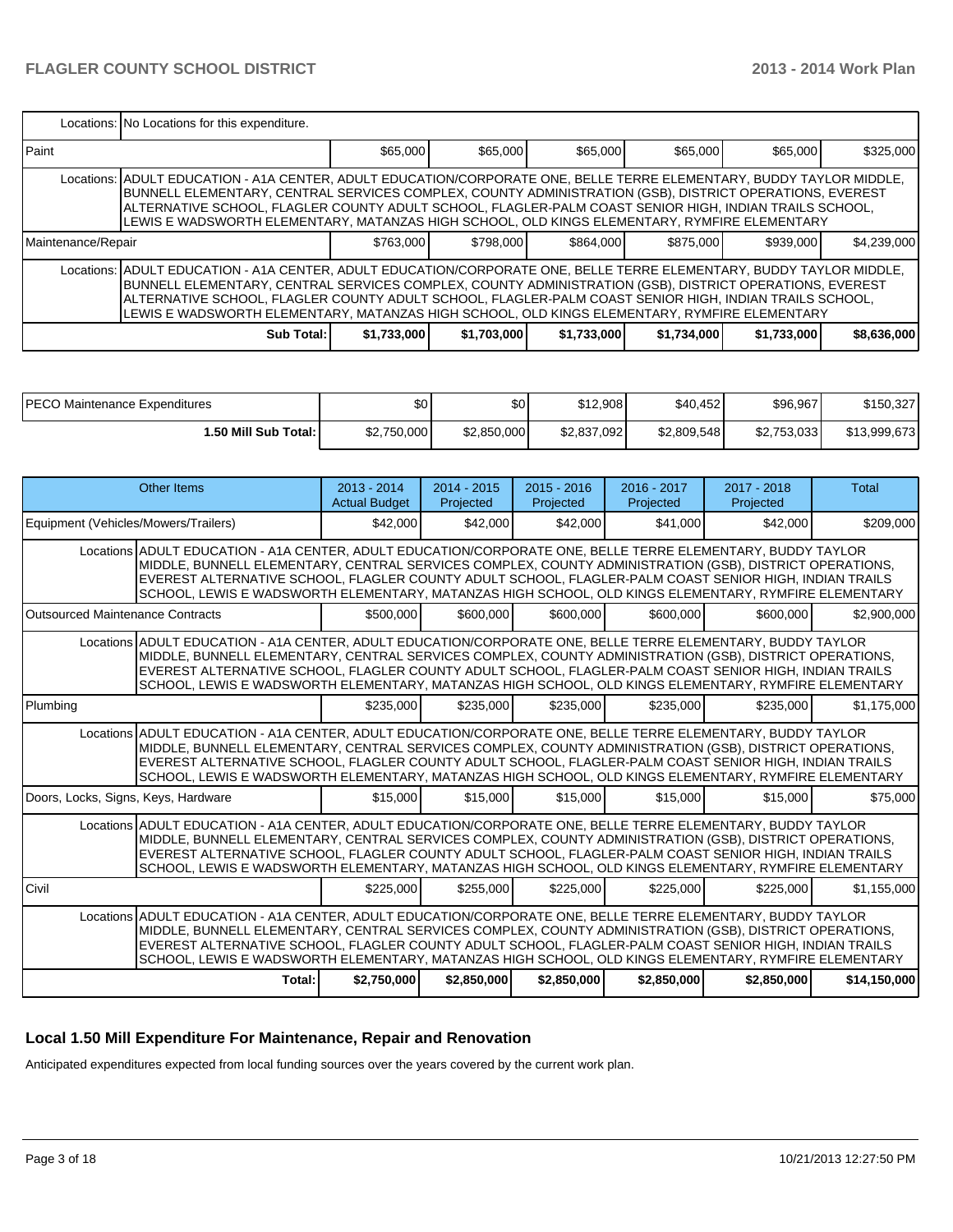| | | | | | | |
|---|---|---|---|---|---|---|
| Locations: No Locations for this expenditure. | | | | | | |
| Paint | $65,000 | $65,000 | $65,000 | $65,000 | $65,000 | $325,000 |
| Locations: ADULT EDUCATION - A1A CENTER, ADULT EDUCATION/CORPORATE ONE, BELLE TERRE ELEMENTARY, BUDDY TAYLOR MIDDLE, BUNNELL ELEMENTARY, CENTRAL SERVICES COMPLEX, COUNTY ADMINISTRATION (GSB), DISTRICT OPERATIONS, EVEREST ALTERNATIVE SCHOOL, FLAGLER COUNTY ADULT SCHOOL, FLAGLER-PALM COAST SENIOR HIGH, INDIAN TRAILS SCHOOL, LEWIS E WADSWORTH ELEMENTARY, MATANZAS HIGH SCHOOL, OLD KINGS ELEMENTARY, RYMFIRE ELEMENTARY | | | | | | |
| Maintenance/Repair | $763,000 | $798,000 | $864,000 | $875,000 | $939,000 | $4,239,000 |
| Locations: ADULT EDUCATION - A1A CENTER, ADULT EDUCATION/CORPORATE ONE, BELLE TERRE ELEMENTARY, BUDDY TAYLOR MIDDLE, BUNNELL ELEMENTARY, CENTRAL SERVICES COMPLEX, COUNTY ADMINISTRATION (GSB), DISTRICT OPERATIONS, EVEREST ALTERNATIVE SCHOOL, FLAGLER COUNTY ADULT SCHOOL, FLAGLER-PALM COAST SENIOR HIGH, INDIAN TRAILS SCHOOL, LEWIS E WADSWORTH ELEMENTARY, MATANZAS HIGH SCHOOL, OLD KINGS ELEMENTARY, RYMFIRE ELEMENTARY | | | | | | |
| **Sub Total:** | **$1,733,000** | **$1,703,000** | **$1,733,000** | **$1,734,000** | **$1,733,000** | **$8,636,000** |

| | | | | | | |
|---|---|---|---|---|---|---|
| PECO Maintenance Expenditures | $0 | $0 | $12,908 | $40,452 | $96,967 | $150,327 |
| **1.50 Mill Sub Total:** | $2,750,000 | $2,850,000 | $2,837,092 | $2,809,548 | $2,753,033 | $13,999,673 |

| Other Items | 2013 - 2014 Actual Budget | 2014 - 2015 Projected | 2015 - 2016 Projected | 2016 - 2017 Projected | 2017 - 2018 Projected | Total |
|---|---|---|---|---|---|---|
| Equipment (Vehicles/Mowers/Trailers) | $42,000 | $42,000 | $42,000 | $41,000 | $42,000 | $209,000 |
| Locations ADULT EDUCATION - A1A CENTER, ADULT EDUCATION/CORPORATE ONE, BELLE TERRE ELEMENTARY, BUDDY TAYLOR MIDDLE, BUNNELL ELEMENTARY, CENTRAL SERVICES COMPLEX, COUNTY ADMINISTRATION (GSB), DISTRICT OPERATIONS, EVEREST ALTERNATIVE SCHOOL, FLAGLER COUNTY ADULT SCHOOL, FLAGLER-PALM COAST SENIOR HIGH, INDIAN TRAILS SCHOOL, LEWIS E WADSWORTH ELEMENTARY, MATANZAS HIGH SCHOOL, OLD KINGS ELEMENTARY, RYMFIRE ELEMENTARY | | | | | | |
| Outsourced Maintenance Contracts | $500,000 | $600,000 | $600,000 | $600,000 | $600,000 | $2,900,000 |
| Locations ADULT EDUCATION - A1A CENTER, ADULT EDUCATION/CORPORATE ONE, BELLE TERRE ELEMENTARY, BUDDY TAYLOR MIDDLE, BUNNELL ELEMENTARY, CENTRAL SERVICES COMPLEX, COUNTY ADMINISTRATION (GSB), DISTRICT OPERATIONS, EVEREST ALTERNATIVE SCHOOL, FLAGLER COUNTY ADULT SCHOOL, FLAGLER-PALM COAST SENIOR HIGH, INDIAN TRAILS SCHOOL, LEWIS E WADSWORTH ELEMENTARY, MATANZAS HIGH SCHOOL, OLD KINGS ELEMENTARY, RYMFIRE ELEMENTARY | | | | | | |
| Plumbing | $235,000 | $235,000 | $235,000 | $235,000 | $235,000 | $1,175,000 |
| Locations ADULT EDUCATION - A1A CENTER, ADULT EDUCATION/CORPORATE ONE, BELLE TERRE ELEMENTARY, BUDDY TAYLOR MIDDLE, BUNNELL ELEMENTARY, CENTRAL SERVICES COMPLEX, COUNTY ADMINISTRATION (GSB), DISTRICT OPERATIONS, EVEREST ALTERNATIVE SCHOOL, FLAGLER COUNTY ADULT SCHOOL, FLAGLER-PALM COAST SENIOR HIGH, INDIAN TRAILS SCHOOL, LEWIS E WADSWORTH ELEMENTARY, MATANZAS HIGH SCHOOL, OLD KINGS ELEMENTARY, RYMFIRE ELEMENTARY | | | | | | |
| Doors, Locks, Signs, Keys, Hardware | $15,000 | $15,000 | $15,000 | $15,000 | $15,000 | $75,000 |
| Locations ADULT EDUCATION - A1A CENTER, ADULT EDUCATION/CORPORATE ONE, BELLE TERRE ELEMENTARY, BUDDY TAYLOR MIDDLE, BUNNELL ELEMENTARY, CENTRAL SERVICES COMPLEX, COUNTY ADMINISTRATION (GSB), DISTRICT OPERATIONS, EVEREST ALTERNATIVE SCHOOL, FLAGLER COUNTY ADULT SCHOOL, FLAGLER-PALM COAST SENIOR HIGH, INDIAN TRAILS SCHOOL, LEWIS E WADSWORTH ELEMENTARY, MATANZAS HIGH SCHOOL, OLD KINGS ELEMENTARY, RYMFIRE ELEMENTARY | | | | | | |
| Civil | $225,000 | $255,000 | $225,000 | $225,000 | $225,000 | $1,155,000 |
| Locations ADULT EDUCATION - A1A CENTER, ADULT EDUCATION/CORPORATE ONE, BELLE TERRE ELEMENTARY, BUDDY TAYLOR MIDDLE, BUNNELL ELEMENTARY, CENTRAL SERVICES COMPLEX, COUNTY ADMINISTRATION (GSB), DISTRICT OPERATIONS, EVEREST ALTERNATIVE SCHOOL, FLAGLER COUNTY ADULT SCHOOL, FLAGLER-PALM COAST SENIOR HIGH, INDIAN TRAILS SCHOOL, LEWIS E WADSWORTH ELEMENTARY, MATANZAS HIGH SCHOOL, OLD KINGS ELEMENTARY, RYMFIRE ELEMENTARY | | | | | | |
| **Total:** | **$2,750,000** | **$2,850,000** | **$2,850,000** | **$2,850,000** | **$2,850,000** | **$14,150,000** |

## Local 1.50 Mill Expenditure For Maintenance, Repair and Renovation

Anticipated expenditures expected from local funding sources over the years covered by the current work plan.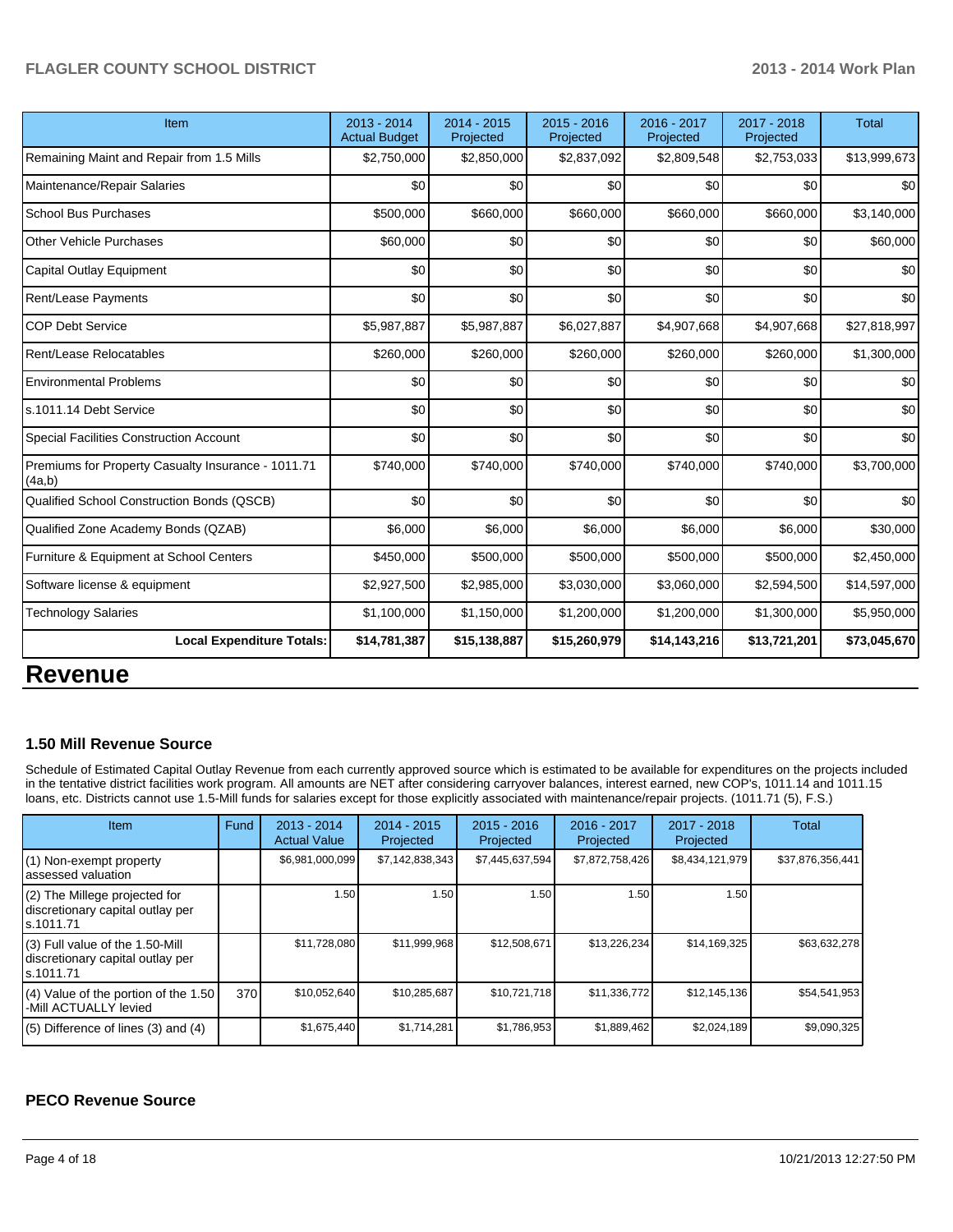| Item | 2013 - 2014 Actual Budget | 2014 - 2015 Projected | 2015 - 2016 Projected | 2016 - 2017 Projected | 2017 - 2018 Projected | Total |
|---|---|---|---|---|---|---|
| Remaining Maint and Repair from 1.5 Mills | $2,750,000 | $2,850,000 | $2,837,092 | $2,809,548 | $2,753,033 | $13,999,673 |
| Maintenance/Repair Salaries | $0 | $0 | $0 | $0 | $0 | $0 |
| School Bus Purchases | $500,000 | $660,000 | $660,000 | $660,000 | $660,000 | $3,140,000 |
| Other Vehicle Purchases | $60,000 | $0 | $0 | $0 | $0 | $60,000 |
| Capital Outlay Equipment | $0 | $0 | $0 | $0 | $0 | $0 |
| Rent/Lease Payments | $0 | $0 | $0 | $0 | $0 | $0 |
| COP Debt Service | $5,987,887 | $5,987,887 | $6,027,887 | $4,907,668 | $4,907,668 | $27,818,997 |
| Rent/Lease Relocatables | $260,000 | $260,000 | $260,000 | $260,000 | $260,000 | $1,300,000 |
| Environmental Problems | $0 | $0 | $0 | $0 | $0 | $0 |
| s.1011.14 Debt Service | $0 | $0 | $0 | $0 | $0 | $0 |
| Special Facilities Construction Account | $0 | $0 | $0 | $0 | $0 | $0 |
| Premiums for Property Casualty Insurance - 1011.71 (4a,b) | $740,000 | $740,000 | $740,000 | $740,000 | $740,000 | $3,700,000 |
| Qualified School Construction Bonds (QSCB) | $0 | $0 | $0 | $0 | $0 | $0 |
| Qualified Zone Academy Bonds (QZAB) | $6,000 | $6,000 | $6,000 | $6,000 | $6,000 | $30,000 |
| Furniture & Equipment at School Centers | $450,000 | $500,000 | $500,000 | $500,000 | $500,000 | $2,450,000 |
| Software license & equipment | $2,927,500 | $2,985,000 | $3,030,000 | $3,060,000 | $2,594,500 | $14,597,000 |
| Technology Salaries | $1,100,000 | $1,150,000 | $1,200,000 | $1,200,000 | $1,300,000 | $5,950,000 |
| **Local Expenditure Totals:** | **$14,781,387** | **$15,138,887** | **$15,260,979** | **$14,143,216** | **$13,721,201** | **$73,045,670** |

# Revenue

### 1.50 Mill Revenue Source

Schedule of Estimated Capital Outlay Revenue from each currently approved source which is estimated to be available for expenditures on the projects included in the tentative district facilities work program. All amounts are NET after considering carryover balances, interest earned, new COP's, 1011.14 and 1011.15 loans, etc. Districts cannot use 1.5-Mill funds for salaries except for those explicitly associated with maintenance/repair projects. (1011.71 (5), F.S.)

| Item | Fund | 2013 - 2014 Actual Value | 2014 - 2015 Projected | 2015 - 2016 Projected | 2016 - 2017 Projected | 2017 - 2018 Projected | Total |
|---|---|---|---|---|---|---|---|
| (1) Non-exempt property assessed valuation | | $6,981,000,099 | $7,142,838,343 | $7,445,637,594 | $7,872,758,426 | $8,434,121,979 | $37,876,356,441 |
| (2) The Millege projected for discretionary capital outlay per s.1011.71 | | 1.50 | 1.50 | 1.50 | 1.50 | 1.50 | |
| (3) Full value of the 1.50-Mill discretionary capital outlay per s.1011.71 | | $11,728,080 | $11,999,968 | $12,508,671 | $13,226,234 | $14,169,325 | $63,632,278 |
| (4) Value of the portion of the 1.50 -Mill ACTUALLY levied | 370 | $10,052,640 | $10,285,687 | $10,721,718 | $11,336,772 | $12,145,136 | $54,541,953 |
| (5) Difference of lines (3) and (4) | | $1,675,440 | $1,714,281 | $1,786,953 | $1,889,462 | $2,024,189 | $9,090,325 |

### PECO Revenue Source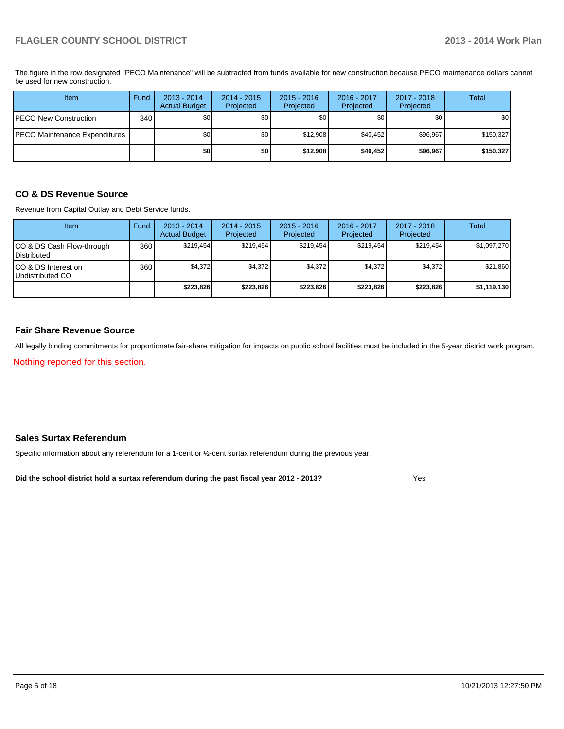The figure in the row designated "PECO Maintenance" will be subtracted from funds available for new construction because PECO maintenance dollars cannot be used for new construction.

| Item | Fund | 2013 - 2014 Actual Budget | 2014 - 2015 Projected | 2015 - 2016 Projected | 2016 - 2017 Projected | 2017 - 2018 Projected | Total |
|---|---|---|---|---|---|---|---|
| PECO New Construction | 340 | $0 | $0 | $0 | $0 | $0 | $0 |
| PECO Maintenance Expenditures | | $0 | $0 | $12,908 | $40,452 | $96,967 | $150,327 |
| | | **$0** | **$0** | **$12,908** | **$40,452** | **$96,967** | **$150,327** |

## CO & DS Revenue Source

Revenue from Capital Outlay and Debt Service funds.

| Item | Fund | 2013 - 2014 Actual Budget | 2014 - 2015 Projected | 2015 - 2016 Projected | 2016 - 2017 Projected | 2017 - 2018 Projected | Total |
|---|---|---|---|---|---|---|---|
| CO & DS Cash Flow-through Distributed | 360 | $219,454 | $219,454 | $219,454 | $219,454 | $219,454 | $1,097,270 |
| CO & DS Interest on Undistributed CO | 360 | $4,372 | $4,372 | $4,372 | $4,372 | $4,372 | $21,860 |
| | | **$223,826** | **$223,826** | **$223,826** | **$223,826** | **$223,826** | **$1,119,130** |

## Fair Share Revenue Source

All legally binding commitments for proportionate fair-share mitigation for impacts on public school facilities must be included in the 5-year district work program.

Nothing reported for this section.

## Sales Surtax Referendum

Specific information about any referendum for a 1-cent or ½-cent surtax referendum during the previous year.

**Did the school district hold a surtax referendum during the past fiscal year 2012 - 2013?** Yes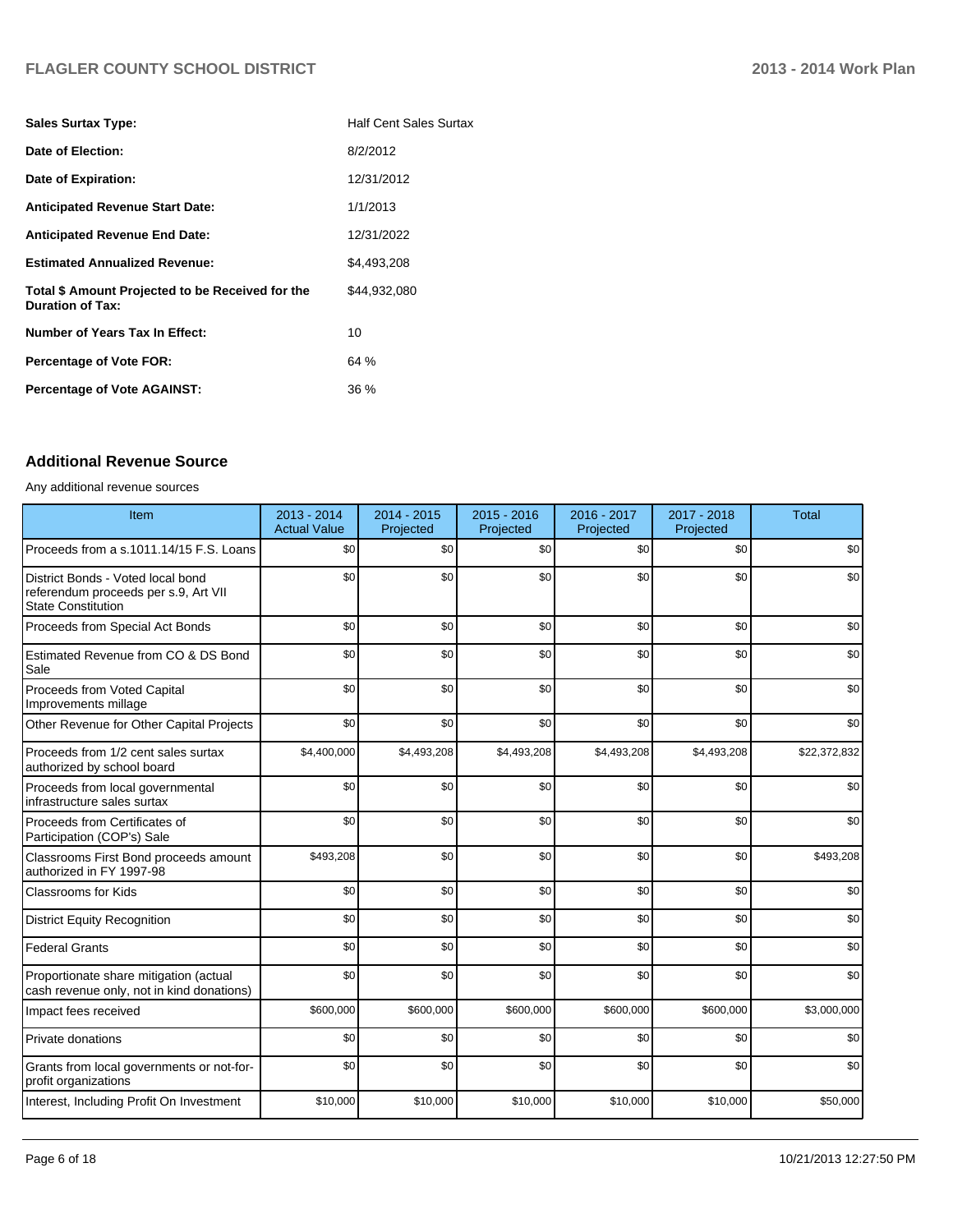| | |
|---|---|
| **Sales Surtax Type:** | Half Cent Sales Surtax |
| **Date of Election:** | 8/2/2012 |
| **Date of Expiration:** | 12/31/2012 |
| **Anticipated Revenue Start Date:** | 1/1/2013 |
| **Anticipated Revenue End Date:** | 12/31/2022 |
| **Estimated Annualized Revenue:** | $4,493,208 |
| **Total $ Amount Projected to be Received for the Duration of Tax:** | $44,932,080 |
| **Number of Years Tax In Effect:** | 10 |
| **Percentage of Vote FOR:** | 64 % |
| **Percentage of Vote AGAINST:** | 36 % |

## Additional Revenue Source

Any additional revenue sources

| Item | 2013 - 2014 Actual Value | 2014 - 2015 Projected | 2015 - 2016 Projected | 2016 - 2017 Projected | 2017 - 2018 Projected | Total |
|---|---|---|---|---|---|---|
| Proceeds from a s.1011.14/15 F.S. Loans | $0 | $0 | $0 | $0 | $0 | $0 |
| District Bonds - Voted local bond referendum proceeds per s.9, Art VII State Constitution | $0 | $0 | $0 | $0 | $0 | $0 |
| Proceeds from Special Act Bonds | $0 | $0 | $0 | $0 | $0 | $0 |
| Estimated Revenue from CO & DS Bond Sale | $0 | $0 | $0 | $0 | $0 | $0 |
| Proceeds from Voted Capital Improvements millage | $0 | $0 | $0 | $0 | $0 | $0 |
| Other Revenue for Other Capital Projects | $0 | $0 | $0 | $0 | $0 | $0 |
| Proceeds from 1/2 cent sales surtax authorized by school board | $4,400,000 | $4,493,208 | $4,493,208 | $4,493,208 | $4,493,208 | $22,372,832 |
| Proceeds from local governmental infrastructure sales surtax | $0 | $0 | $0 | $0 | $0 | $0 |
| Proceeds from Certificates of Participation (COP's) Sale | $0 | $0 | $0 | $0 | $0 | $0 |
| Classrooms First Bond proceeds amount authorized in FY 1997-98 | $493,208 | $0 | $0 | $0 | $0 | $493,208 |
| Classrooms for Kids | $0 | $0 | $0 | $0 | $0 | $0 |
| District Equity Recognition | $0 | $0 | $0 | $0 | $0 | $0 |
| Federal Grants | $0 | $0 | $0 | $0 | $0 | $0 |
| Proportionate share mitigation (actual cash revenue only, not in kind donations) | $0 | $0 | $0 | $0 | $0 | $0 |
| Impact fees received | $600,000 | $600,000 | $600,000 | $600,000 | $600,000 | $3,000,000 |
| Private donations | $0 | $0 | $0 | $0 | $0 | $0 |
| Grants from local governments or not-for-profit organizations | $0 | $0 | $0 | $0 | $0 | $0 |
| Interest, Including Profit On Investment | $10,000 | $10,000 | $10,000 | $10,000 | $10,000 | $50,000 |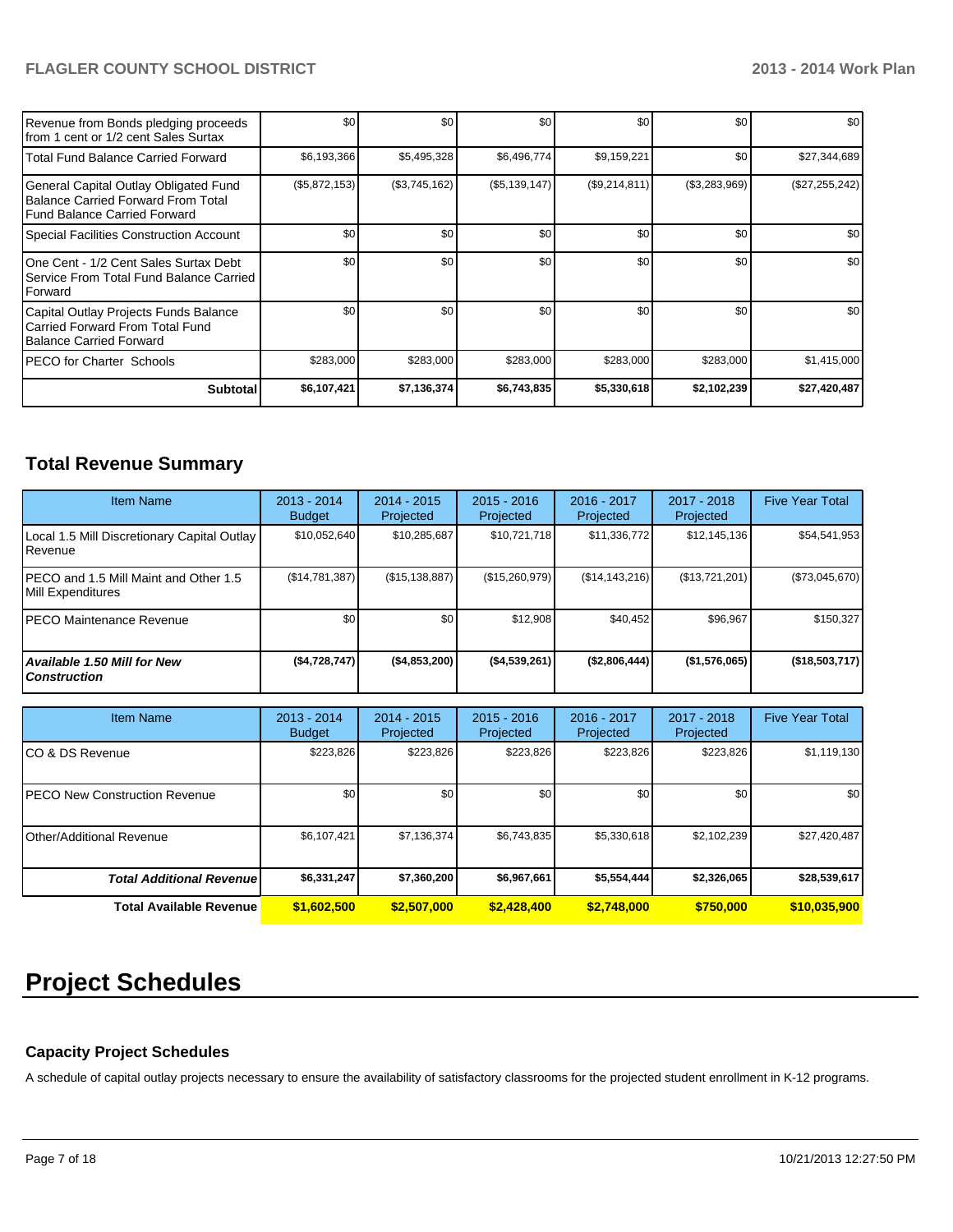| | | | | | | |
|---|---|---|---|---|---|---|
| Revenue from Bonds pledging proceeds from 1 cent or 1/2 cent Sales Surtax | $0 | $0 | $0 | $0 | $0 | $0 |
| Total Fund Balance Carried Forward | $6,193,366 | $5,495,328 | $6,496,774 | $9,159,221 | $0 | $27,344,689 |
| General Capital Outlay Obligated Fund Balance Carried Forward From Total Fund Balance Carried Forward | ($5,872,153) | ($3,745,162) | ($5,139,147) | ($9,214,811) | ($3,283,969) | ($27,255,242) |
| Special Facilities Construction Account | $0 | $0 | $0 | $0 | $0 | $0 |
| One Cent - 1/2 Cent Sales Surtax Debt Service From Total Fund Balance Carried Forward | $0 | $0 | $0 | $0 | $0 | $0 |
| Capital Outlay Projects Funds Balance Carried Forward From Total Fund Balance Carried Forward | $0 | $0 | $0 | $0 | $0 | $0 |
| PECO for Charter Schools | $283,000 | $283,000 | $283,000 | $283,000 | $283,000 | $1,415,000 |
| **Subtotal** | **$6,107,421** | **$7,136,374** | **$6,743,835** | **$5,330,618** | **$2,102,239** | **$27,420,487** |

## Total Revenue Summary

| Item Name | 2013 - 2014 Budget | 2014 - 2015 Projected | 2015 - 2016 Projected | 2016 - 2017 Projected | 2017 - 2018 Projected | Five Year Total |
|---|---|---|---|---|---|---|
| Local 1.5 Mill Discretionary Capital Outlay Revenue | $10,052,640 | $10,285,687 | $10,721,718 | $11,336,772 | $12,145,136 | $54,541,953 |
| PECO and 1.5 Mill Maint and Other 1.5 Mill Expenditures | ($14,781,387) | ($15,138,887) | ($15,260,979) | ($14,143,216) | ($13,721,201) | ($73,045,670) |
| PECO Maintenance Revenue | $0 | $0 | $12,908 | $40,452 | $96,967 | $150,327 |
| ***Available 1.50 Mill for New Construction*** | **($4,728,747)** | **($4,853,200)** | **($4,539,261)** | **($2,806,444)** | **($1,576,065)** | **($18,503,717)** |

| Item Name | 2013 - 2014 Budget | 2014 - 2015 Projected | 2015 - 2016 Projected | 2016 - 2017 Projected | 2017 - 2018 Projected | Five Year Total |
|---|---|---|---|---|---|---|
| CO & DS Revenue | $223,826 | $223,826 | $223,826 | $223,826 | $223,826 | $1,119,130 |
| PECO New Construction Revenue | $0 | $0 | $0 | $0 | $0 | $0 |
| Other/Additional Revenue | $6,107,421 | $7,136,374 | $6,743,835 | $5,330,618 | $2,102,239 | $27,420,487 |
| ***Total Additional Revenue*** | **$6,331,247** | **$7,360,200** | **$6,967,661** | **$5,554,444** | **$2,326,065** | **$28,539,617** |
| **Total Available Revenue** | **$1,602,500** | **$2,507,000** | **$2,428,400** | **$2,748,000** | **$750,000** | **$10,035,900** |

# Project Schedules

### Capacity Project Schedules

A schedule of capital outlay projects necessary to ensure the availability of satisfactory classrooms for the projected student enrollment in K-12 programs.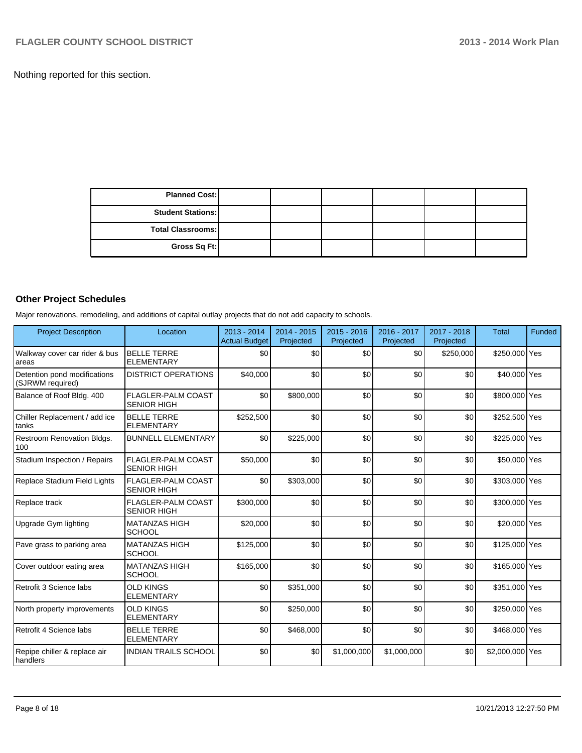Nothing reported for this section.

| Planned Cost: | | | | | | |
|---|---|---|---|---|---|---|
| Student Stations: | | | | | | |
| Total Classrooms: | | | | | | |
| Gross Sq Ft: | | | | | | |

### Other Project Schedules

Major renovations, remodeling, and additions of capital outlay projects that do not add capacity to schools.

| Project Description | Location | 2013 - 2014 Actual Budget | 2014 - 2015 Projected | 2015 - 2016 Projected | 2016 - 2017 Projected | 2017 - 2018 Projected | Total | Funded |
|---|---|---|---|---|---|---|---|---|
| Walkway cover car rider & bus areas | BELLE TERRE ELEMENTARY | $0 | $0 | $0 | $0 | $250,000 | $250,000 | Yes |
| Detention pond modifications (SJRWM required) | DISTRICT OPERATIONS | $40,000 | $0 | $0 | $0 | $0 | $40,000 | Yes |
| Balance of Roof Bldg. 400 | FLAGLER-PALM COAST SENIOR HIGH | $0 | $800,000 | $0 | $0 | $0 | $800,000 | Yes |
| Chiller Replacement / add ice tanks | BELLE TERRE ELEMENTARY | $252,500 | $0 | $0 | $0 | $0 | $252,500 | Yes |
| Restroom Renovation Bldgs. 100 | BUNNELL ELEMENTARY | $0 | $225,000 | $0 | $0 | $0 | $225,000 | Yes |
| Stadium Inspection / Repairs | FLAGLER-PALM COAST SENIOR HIGH | $50,000 | $0 | $0 | $0 | $0 | $50,000 | Yes |
| Replace Stadium Field Lights | FLAGLER-PALM COAST SENIOR HIGH | $0 | $303,000 | $0 | $0 | $0 | $303,000 | Yes |
| Replace track | FLAGLER-PALM COAST SENIOR HIGH | $300,000 | $0 | $0 | $0 | $0 | $300,000 | Yes |
| Upgrade Gym lighting | MATANZAS HIGH SCHOOL | $20,000 | $0 | $0 | $0 | $0 | $20,000 | Yes |
| Pave grass to parking area | MATANZAS HIGH SCHOOL | $125,000 | $0 | $0 | $0 | $0 | $125,000 | Yes |
| Cover outdoor eating area | MATANZAS HIGH SCHOOL | $165,000 | $0 | $0 | $0 | $0 | $165,000 | Yes |
| Retrofit 3 Science labs | OLD KINGS ELEMENTARY | $0 | $351,000 | $0 | $0 | $0 | $351,000 | Yes |
| North property improvements | OLD KINGS ELEMENTARY | $0 | $250,000 | $0 | $0 | $0 | $250,000 | Yes |
| Retrofit 4 Science labs | BELLE TERRE ELEMENTARY | $0 | $468,000 | $0 | $0 | $0 | $468,000 | Yes |
| Repipe chiller & replace air handlers | INDIAN TRAILS SCHOOL | $0 | $0 | $1,000,000 | $1,000,000 | $0 | $2,000,000 | Yes |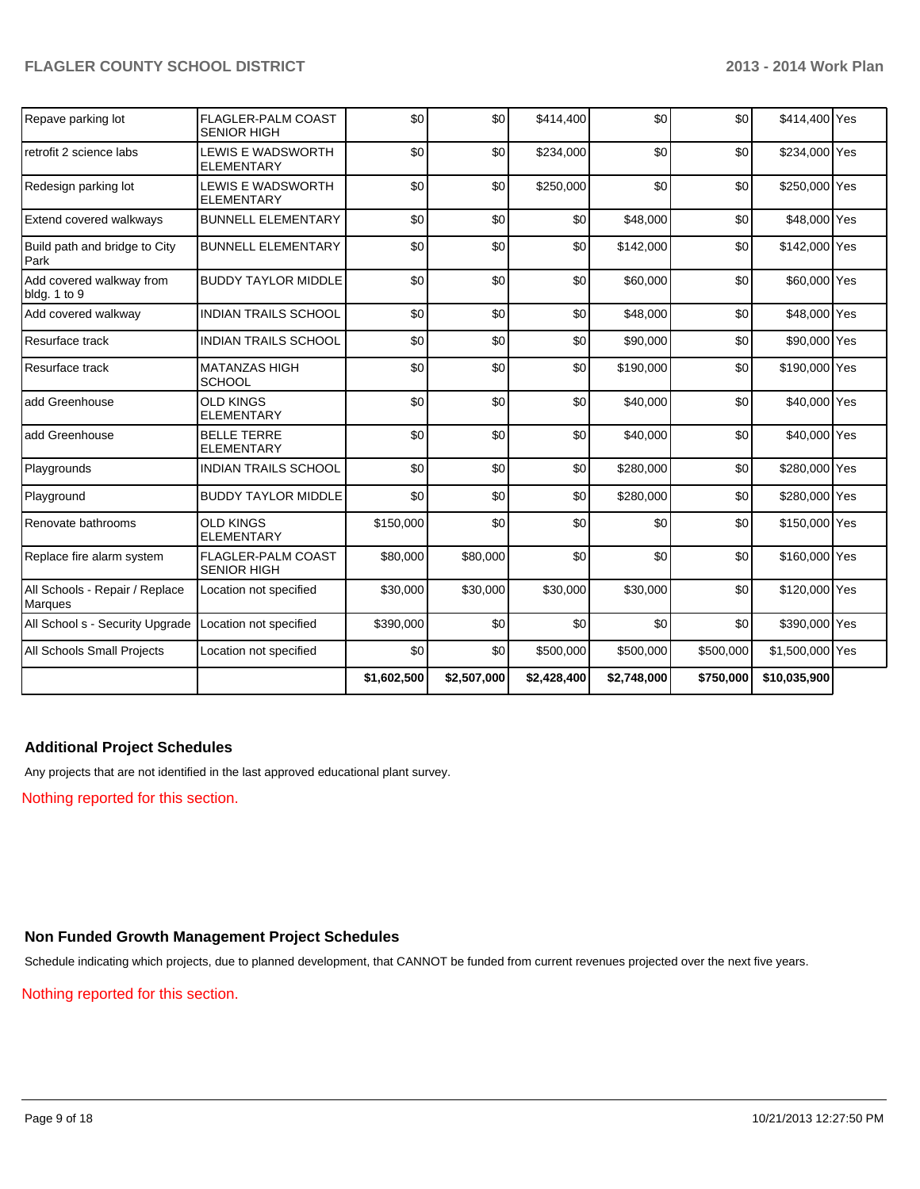| | | | | | | | | |
|---|---|---|---|---|---|---|---|---|
| Repave parking lot | FLAGLER-PALM COAST SENIOR HIGH | $0 | $0 | $414,400 | $0 | $0 | $414,400 | Yes |
| retrofit 2 science labs | LEWIS E WADSWORTH ELEMENTARY | $0 | $0 | $234,000 | $0 | $0 | $234,000 | Yes |
| Redesign parking lot | LEWIS E WADSWORTH ELEMENTARY | $0 | $0 | $250,000 | $0 | $0 | $250,000 | Yes |
| Extend covered walkways | BUNNELL ELEMENTARY | $0 | $0 | $0 | $48,000 | $0 | $48,000 | Yes |
| Build path and bridge to City Park | BUNNELL ELEMENTARY | $0 | $0 | $0 | $142,000 | $0 | $142,000 | Yes |
| Add covered walkway from bldg. 1 to 9 | BUDDY TAYLOR MIDDLE | $0 | $0 | $0 | $60,000 | $0 | $60,000 | Yes |
| Add covered walkway | INDIAN TRAILS SCHOOL | $0 | $0 | $0 | $48,000 | $0 | $48,000 | Yes |
| Resurface track | INDIAN TRAILS SCHOOL | $0 | $0 | $0 | $90,000 | $0 | $90,000 | Yes |
| Resurface track | MATANZAS HIGH SCHOOL | $0 | $0 | $0 | $190,000 | $0 | $190,000 | Yes |
| add Greenhouse | OLD KINGS ELEMENTARY | $0 | $0 | $0 | $40,000 | $0 | $40,000 | Yes |
| add Greenhouse | BELLE TERRE ELEMENTARY | $0 | $0 | $0 | $40,000 | $0 | $40,000 | Yes |
| Playgrounds | INDIAN TRAILS SCHOOL | $0 | $0 | $0 | $280,000 | $0 | $280,000 | Yes |
| Playground | BUDDY TAYLOR MIDDLE | $0 | $0 | $0 | $280,000 | $0 | $280,000 | Yes |
| Renovate bathrooms | OLD KINGS ELEMENTARY | $150,000 | $0 | $0 | $0 | $0 | $150,000 | Yes |
| Replace fire alarm system | FLAGLER-PALM COAST SENIOR HIGH | $80,000 | $80,000 | $0 | $0 | $0 | $160,000 | Yes |
| All Schools - Repair / Replace Marques | Location not specified | $30,000 | $30,000 | $30,000 | $30,000 | $0 | $120,000 | Yes |
| All School s - Security Upgrade | Location not specified | $390,000 | $0 | $0 | $0 | $0 | $390,000 | Yes |
| All Schools Small Projects | Location not specified | $0 | $0 | $500,000 | $500,000 | $500,000 | $1,500,000 | Yes |
| | | **$1,602,500** | **$2,507,000** | **$2,428,400** | **$2,748,000** | **$750,000** | **$10,035,900** | |

## Additional Project Schedules

Any projects that are not identified in the last approved educational plant survey.

Nothing reported for this section.

## Non Funded Growth Management Project Schedules

Schedule indicating which projects, due to planned development, that CANNOT be funded from current revenues projected over the next five years.

Nothing reported for this section.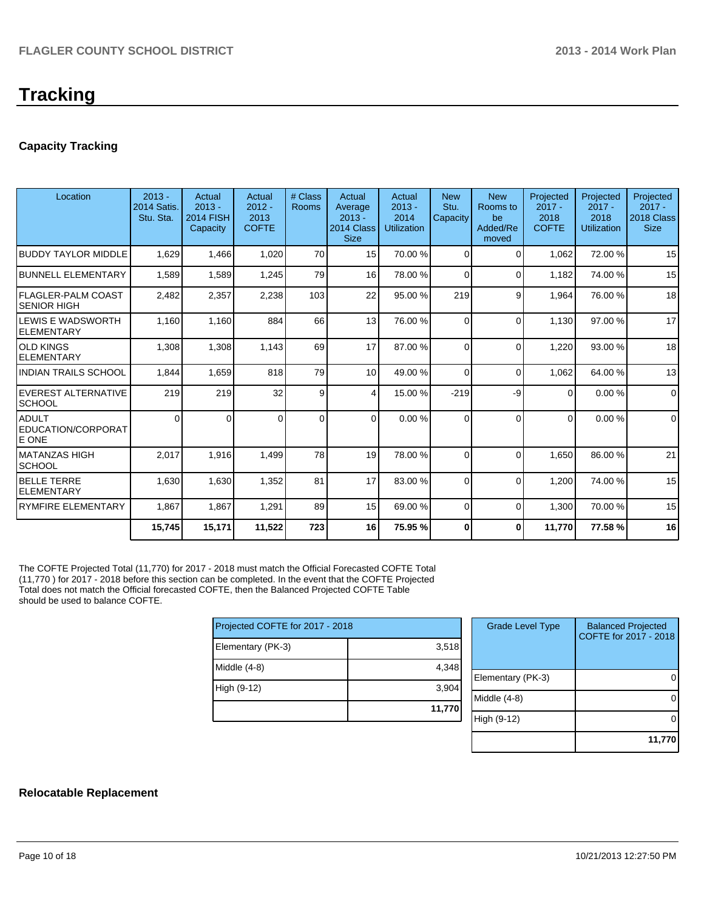# Tracking

### Capacity Tracking

| Location | 2013 - 2014 Satis. Stu. Sta. | Actual 2013 - 2014 FISH Capacity | Actual 2012 - 2013 COFTE | # Class Rooms | Actual Average 2013 - 2014 Class Size | Actual 2013 - 2014 Utilization | New Stu. Capacity | New Rooms to be Added/Removed | Projected 2017 - 2018 COFTE | Projected 2017 - 2018 Utilization | Projected 2017 - 2018 Class Size |
|---|---|---|---|---|---|---|---|---|---|---|---|
| BUDDY TAYLOR MIDDLE | 1,629 | 1,466 | 1,020 | 70 | 15 | 70.00 % | 0 | 0 | 1,062 | 72.00 % | 15 |
| BUNNELL ELEMENTARY | 1,589 | 1,589 | 1,245 | 79 | 16 | 78.00 % | 0 | 0 | 1,182 | 74.00 % | 15 |
| FLAGLER-PALM COAST SENIOR HIGH | 2,482 | 2,357 | 2,238 | 103 | 22 | 95.00 % | 219 | 9 | 1,964 | 76.00 % | 18 |
| LEWIS E WADSWORTH ELEMENTARY | 1,160 | 1,160 | 884 | 66 | 13 | 76.00 % | 0 | 0 | 1,130 | 97.00 % | 17 |
| OLD KINGS ELEMENTARY | 1,308 | 1,308 | 1,143 | 69 | 17 | 87.00 % | 0 | 0 | 1,220 | 93.00 % | 18 |
| INDIAN TRAILS SCHOOL | 1,844 | 1,659 | 818 | 79 | 10 | 49.00 % | 0 | 0 | 1,062 | 64.00 % | 13 |
| EVEREST ALTERNATIVE SCHOOL | 219 | 219 | 32 | 9 | 4 | 15.00 % | -219 | -9 | 0 | 0.00 % | 0 |
| ADULT EDUCATION/CORPORATE ONE | 0 | 0 | 0 | 0 | 0 | 0.00 % | 0 | 0 | 0 | 0.00 % | 0 |
| MATANZAS HIGH SCHOOL | 2,017 | 1,916 | 1,499 | 78 | 19 | 78.00 % | 0 | 0 | 1,650 | 86.00 % | 21 |
| BELLE TERRE ELEMENTARY | 1,630 | 1,630 | 1,352 | 81 | 17 | 83.00 % | 0 | 0 | 1,200 | 74.00 % | 15 |
| RYMFIRE ELEMENTARY | 1,867 | 1,867 | 1,291 | 89 | 15 | 69.00 % | 0 | 0 | 1,300 | 70.00 % | 15 |
| | **15,745** | **15,171** | **11,522** | **723** | **16** | **75.95 %** | **0** | **0** | **11,770** | **77.58 %** | **16** |

The COFTE Projected Total (11,770) for 2017 - 2018 must match the Official Forecasted COFTE Total (11,770 ) for 2017 - 2018 before this section can be completed. In the event that the COFTE Projected Total does not match the Official forecasted COFTE, then the Balanced Projected COFTE Table should be used to balance COFTE.

| Projected COFTE for 2017 - 2018 | |
|---|---|
| Elementary (PK-3) | 3,518 |
| Middle (4-8) | 4,348 |
| High (9-12) | 3,904 |
| | **11,770** |

| Grade Level Type | Balanced Projected COFTE for 2017 - 2018 |
|---|---|
| Elementary (PK-3) | 0 |
| Middle (4-8) | 0 |
| High (9-12) | 0 |
| | **11,770** |

### Relocatable Replacement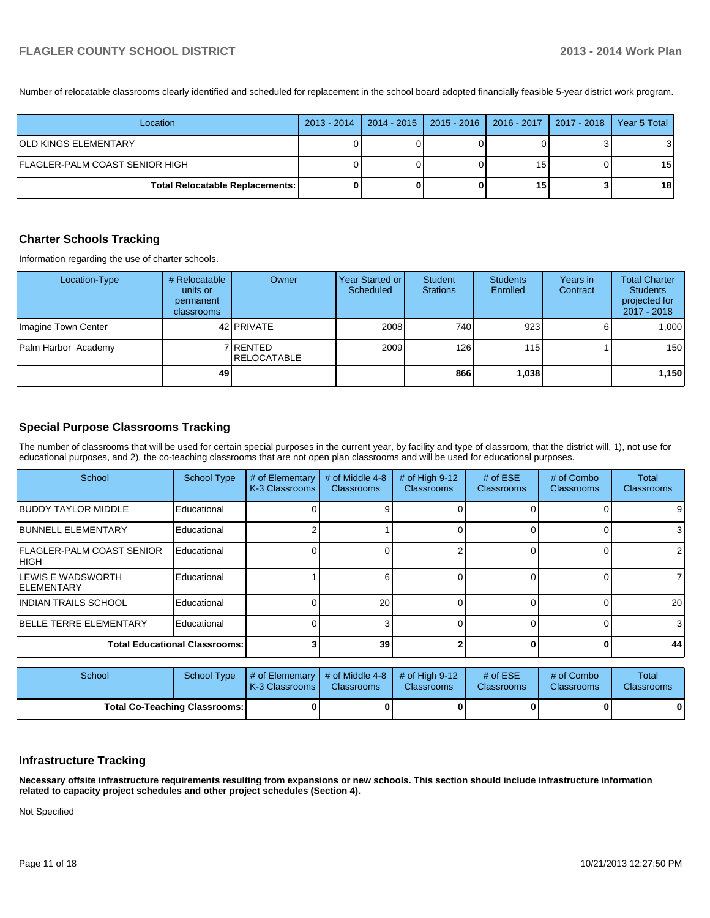Number of relocatable classrooms clearly identified and scheduled for replacement in the school board adopted financially feasible 5-year district work program.

| Location | 2013 - 2014 | 2014 - 2015 | 2015 - 2016 | 2016 - 2017 | 2017 - 2018 | Year 5 Total |
|---|---|---|---|---|---|---|
| OLD KINGS ELEMENTARY | 0 | 0 | 0 | 0 | 3 | 3 |
| FLAGLER-PALM COAST SENIOR HIGH | 0 | 0 | 0 | 15 | 0 | 15 |
| **Total Relocatable Replacements:** | **0** | **0** | **0** | **15** | **3** | **18** |

## Charter Schools Tracking

Information regarding the use of charter schools.

| Location-Type | # Relocatable units or permanent classrooms | Owner | Year Started or Scheduled | Student Stations | Students Enrolled | Years in Contract | Total Charter Students projected for 2017 - 2018 |
|---|---|---|---|---|---|---|---|
| Imagine Town Center | 42 | PRIVATE | 2008 | 740 | 923 | 6 | 1,000 |
| Palm Harbor Academy | 7 | RENTED RELOCATABLE | 2009 | 126 | 115 | 1 | 150 |
| | **49** | | | **866** | **1,038** | | **1,150** |

## Special Purpose Classrooms Tracking

The number of classrooms that will be used for certain special purposes in the current year, by facility and type of classroom, that the district will, 1), not use for educational purposes, and 2), the co-teaching classrooms that are not open plan classrooms and will be used for educational purposes.

| School | School Type | # of Elementary K-3 Classrooms | # of Middle 4-8 Classrooms | # of High 9-12 Classrooms | # of ESE Classrooms | # of Combo Classrooms | Total Classrooms |
|---|---|---|---|---|---|---|---|
| BUDDY TAYLOR MIDDLE | Educational | 0 | 9 | 0 | 0 | 0 | 9 |
| BUNNELL ELEMENTARY | Educational | 2 | 1 | 0 | 0 | 0 | 3 |
| FLAGLER-PALM COAST SENIOR HIGH | Educational | 0 | 0 | 2 | 0 | 0 | 2 |
| LEWIS E WADSWORTH ELEMENTARY | Educational | 1 | 6 | 0 | 0 | 0 | 7 |
| INDIAN TRAILS SCHOOL | Educational | 0 | 20 | 0 | 0 | 0 | 20 |
| BELLE TERRE ELEMENTARY | Educational | 0 | 3 | 0 | 0 | 0 | 3 |
| **Total Educational Classrooms:** | | **3** | **39** | **2** | **0** | **0** | **44** |

| School | School Type | # of Elementary K-3 Classrooms | # of Middle 4-8 Classrooms | # of High 9-12 Classrooms | # of ESE Classrooms | # of Combo Classrooms | Total Classrooms |
|---|---|---|---|---|---|---|---|
| **Total Co-Teaching Classrooms:** | | **0** | **0** | **0** | **0** | **0** | **0** |

## Infrastructure Tracking

**Necessary offsite infrastructure requirements resulting from expansions or new schools. This section should include infrastructure information related to capacity project schedules and other project schedules (Section 4).**

Not Specified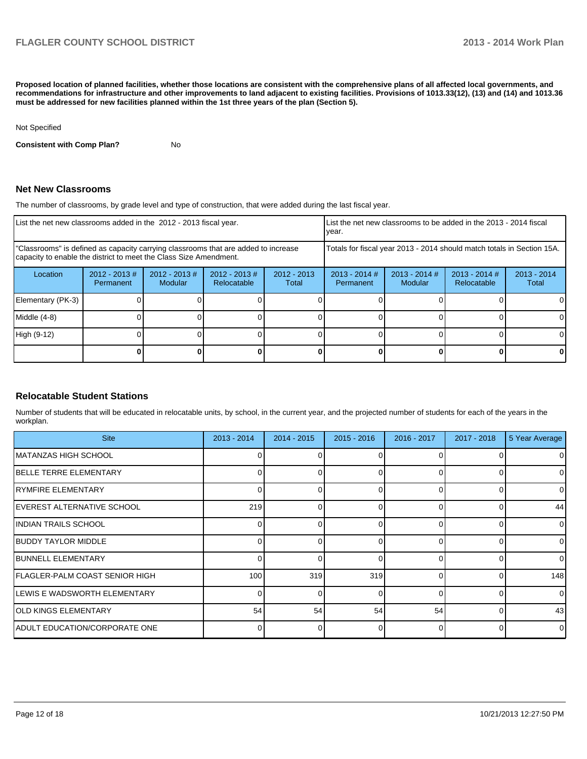**Proposed location of planned facilities, whether those locations are consistent with the comprehensive plans of all affected local governments, and recommendations for infrastructure and other improvements to land adjacent to existing facilities. Provisions of 1013.33(12), (13) and (14) and 1013.36 must be addressed for new facilities planned within the 1st three years of the plan (Section 5).**

Not Specified

**Consistent with Comp Plan?** No

### Net New Classrooms

The number of classrooms, by grade level and type of construction, that were added during the last fiscal year.

| List the net new classrooms added in the 2012 - 2013 fiscal year. | | | | | List the net new classrooms to be added in the 2013 - 2014 fiscal year. | | | |
|---|---|---|---|---|---|---|---|---|
| "Classrooms" is defined as capacity carrying classrooms that are added to increase capacity to enable the district to meet the Class Size Amendment. | | | | | Totals for fiscal year 2013 - 2014 should match totals in Section 15A. | | | |
| Location | 2012 - 2013 # Permanent | 2012 - 2013 # Modular | 2012 - 2013 # Relocatable | 2012 - 2013 Total | 2013 - 2014 # Permanent | 2013 - 2014 # Modular | 2013 - 2014 # Relocatable | 2013 - 2014 Total |
| Elementary (PK-3) | 0 | 0 | 0 | 0 | 0 | 0 | 0 | 0 |
| Middle (4-8) | 0 | 0 | 0 | 0 | 0 | 0 | 0 | 0 |
| High (9-12) | 0 | 0 | 0 | 0 | 0 | 0 | 0 | 0 |
| | **0** | **0** | **0** | **0** | **0** | **0** | **0** | **0** |

### Relocatable Student Stations

Number of students that will be educated in relocatable units, by school, in the current year, and the projected number of students for each of the years in the workplan.

| Site | 2013 - 2014 | 2014 - 2015 | 2015 - 2016 | 2016 - 2017 | 2017 - 2018 | 5 Year Average |
|---|---|---|---|---|---|---|
| MATANZAS HIGH SCHOOL | 0 | 0 | 0 | 0 | 0 | 0 |
| BELLE TERRE ELEMENTARY | 0 | 0 | 0 | 0 | 0 | 0 |
| RYMFIRE ELEMENTARY | 0 | 0 | 0 | 0 | 0 | 0 |
| EVEREST ALTERNATIVE SCHOOL | 219 | 0 | 0 | 0 | 0 | 44 |
| INDIAN TRAILS SCHOOL | 0 | 0 | 0 | 0 | 0 | 0 |
| BUDDY TAYLOR MIDDLE | 0 | 0 | 0 | 0 | 0 | 0 |
| BUNNELL ELEMENTARY | 0 | 0 | 0 | 0 | 0 | 0 |
| FLAGLER-PALM COAST SENIOR HIGH | 100 | 319 | 319 | 0 | 0 | 148 |
| LEWIS E WADSWORTH ELEMENTARY | 0 | 0 | 0 | 0 | 0 | 0 |
| OLD KINGS ELEMENTARY | 54 | 54 | 54 | 54 | 0 | 43 |
| ADULT EDUCATION/CORPORATE ONE | 0 | 0 | 0 | 0 | 0 | 0 |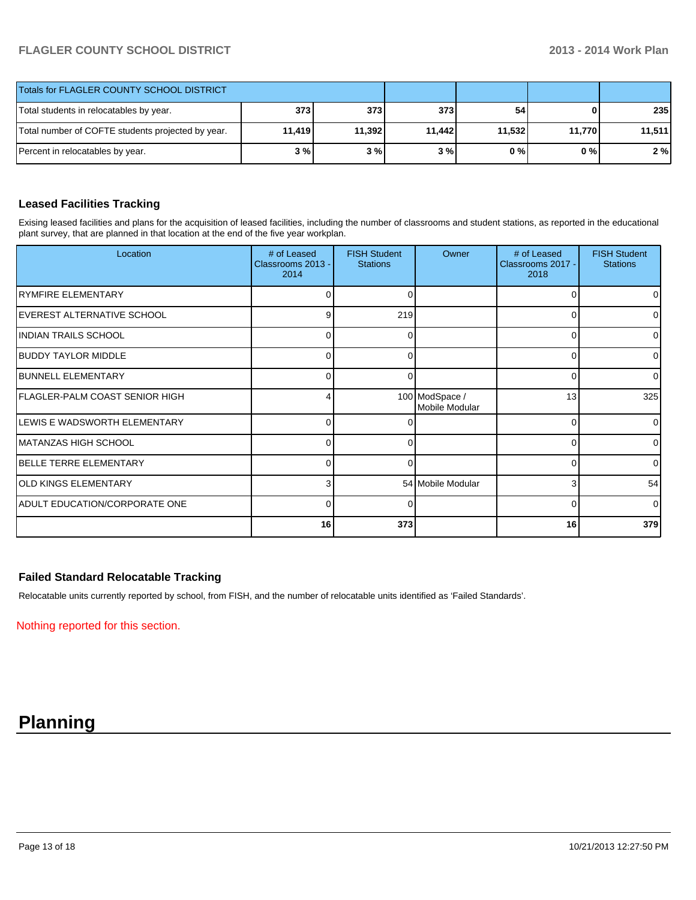| Totals for FLAGLER COUNTY SCHOOL DISTRICT | | | | | | |
|---|---|---|---|---|---|---|
| Total students in relocatables by year. | 373 | 373 | 373 | 54 | 0 | 235 |
| Total number of COFTE students projected by year. | 11,419 | 11,392 | 11,442 | 11,532 | 11,770 | 11,511 |
| Percent in relocatables by year. | 3 % | 3 % | 3 % | 0 % | 0 % | 2 % |

### Leased Facilities Tracking

Exising leased facilities and plans for the acquisition of leased facilities, including the number of classrooms and student stations, as reported in the educational plant survey, that are planned in that location at the end of the five year workplan.

| Location | # of Leased Classrooms 2013 - 2014 | FISH Student Stations | Owner | # of Leased Classrooms 2017 - 2018 | FISH Student Stations |
|---|---|---|---|---|---|
| RYMFIRE ELEMENTARY | 0 | 0 | | 0 | 0 |
| EVEREST ALTERNATIVE SCHOOL | 9 | 219 | | 0 | 0 |
| INDIAN TRAILS SCHOOL | 0 | 0 | | 0 | 0 |
| BUDDY TAYLOR MIDDLE | 0 | 0 | | 0 | 0 |
| BUNNELL ELEMENTARY | 0 | 0 | | 0 | 0 |
| FLAGLER-PALM COAST SENIOR HIGH | 4 | 100 | ModSpace / Mobile Modular | 13 | 325 |
| LEWIS E WADSWORTH ELEMENTARY | 0 | 0 | | 0 | 0 |
| MATANZAS HIGH SCHOOL | 0 | 0 | | 0 | 0 |
| BELLE TERRE ELEMENTARY | 0 | 0 | | 0 | 0 |
| OLD KINGS ELEMENTARY | 3 | 54 | Mobile Modular | 3 | 54 |
| ADULT EDUCATION/CORPORATE ONE | 0 | 0 | | 0 | 0 |
| | 16 | 373 | | 16 | 379 |

### Failed Standard Relocatable Tracking

Relocatable units currently reported by school, from FISH, and the number of relocatable units identified as 'Failed Standards'.

Nothing reported for this section.

# Planning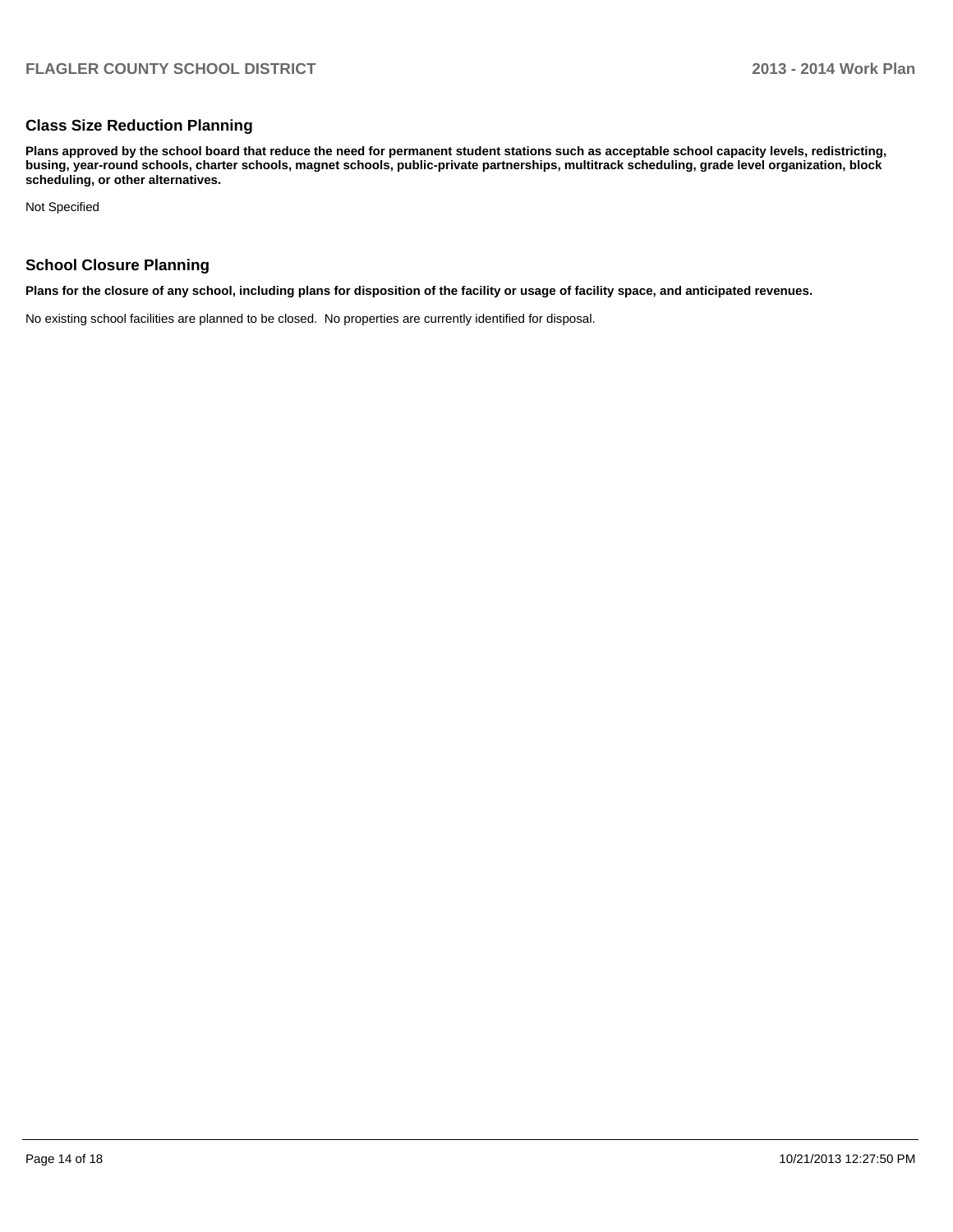## Class Size Reduction Planning

**Plans approved by the school board that reduce the need for permanent student stations such as acceptable school capacity levels, redistricting, busing, year-round schools, charter schools, magnet schools, public-private partnerships, multitrack scheduling, grade level organization, block scheduling, or other alternatives.**

Not Specified

## School Closure Planning

**Plans for the closure of any school, including plans for disposition of the facility or usage of facility space, and anticipated revenues.**

No existing school facilities are planned to be closed. No properties are currently identified for disposal.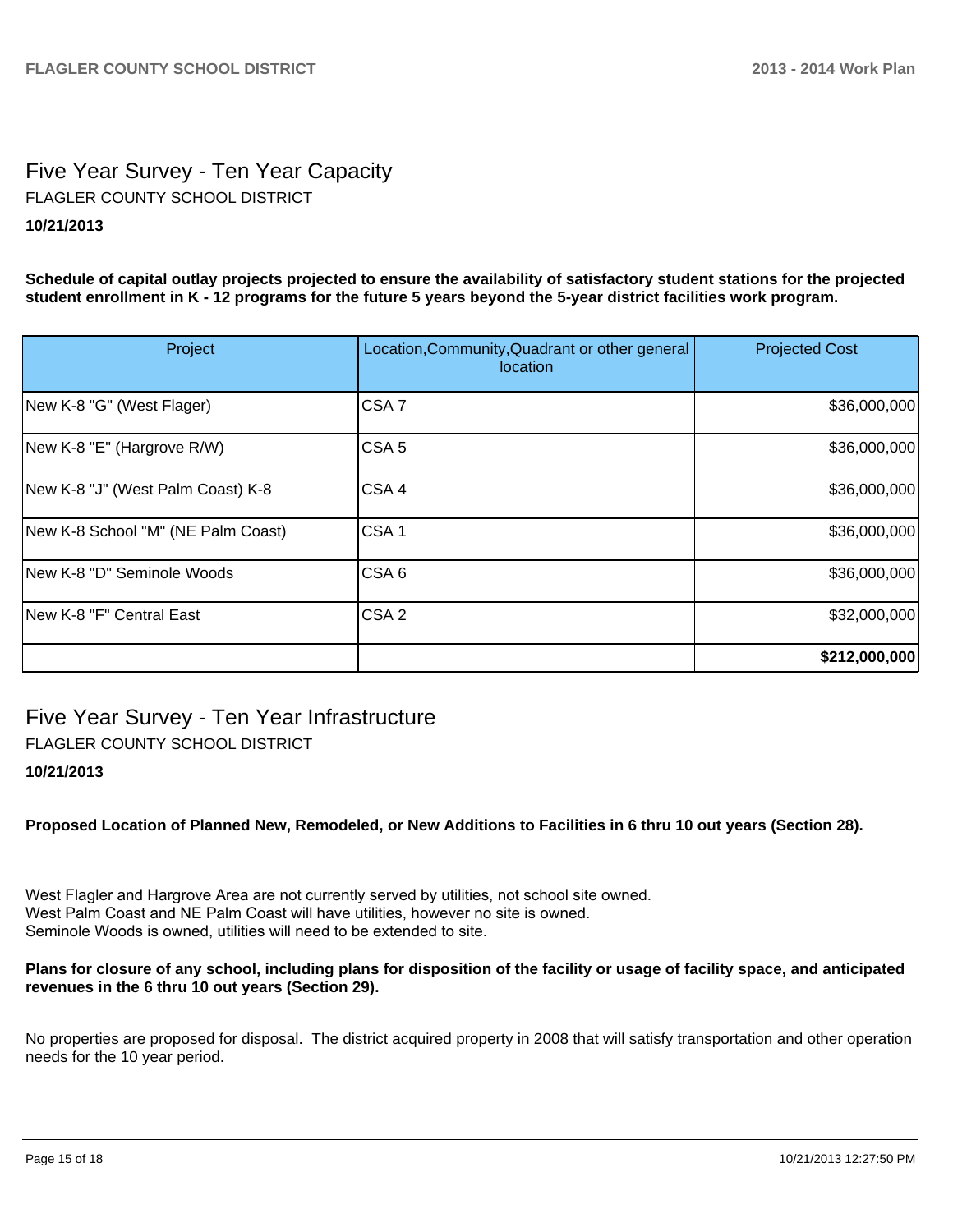## Five Year Survey - Ten Year Capacity

FLAGLER COUNTY SCHOOL DISTRICT

**10/21/2013**

**Schedule of capital outlay projects projected to ensure the availability of satisfactory student stations for the projected student enrollment in K - 12 programs for the future 5 years beyond the 5-year district facilities work program.**

| Project | Location,Community,Quadrant or other general location | Projected Cost |
|---|---|---|
| New K-8 "G" (West Flager) | CSA 7 | $36,000,000 |
| New K-8 "E" (Hargrove R/W) | CSA 5 | $36,000,000 |
| New K-8 "J" (West Palm Coast) K-8 | CSA 4 | $36,000,000 |
| New K-8 School "M" (NE Palm Coast) | CSA 1 | $36,000,000 |
| New K-8 "D" Seminole Woods | CSA 6 | $36,000,000 |
| New K-8 "F" Central East | CSA 2 | $32,000,000 |
| | | **$212,000,000** |

## Five Year Survey - Ten Year Infrastructure

FLAGLER COUNTY SCHOOL DISTRICT

**10/21/2013**

**Proposed Location of Planned New, Remodeled, or New Additions to Facilities in 6 thru 10 out years (Section 28).**

West Flagler and Hargrove Area are not currently served by utilities, not school site owned.
West Palm Coast and NE Palm Coast will have utilities, however no site is owned.
Seminole Woods is owned, utilities will need to be extended to site.

**Plans for closure of any school, including plans for disposition of the facility or usage of facility space, and anticipated revenues in the 6 thru 10 out years (Section 29).**

No properties are proposed for disposal. The district acquired property in 2008 that will satisfy transportation and other operation needs for the 10 year period.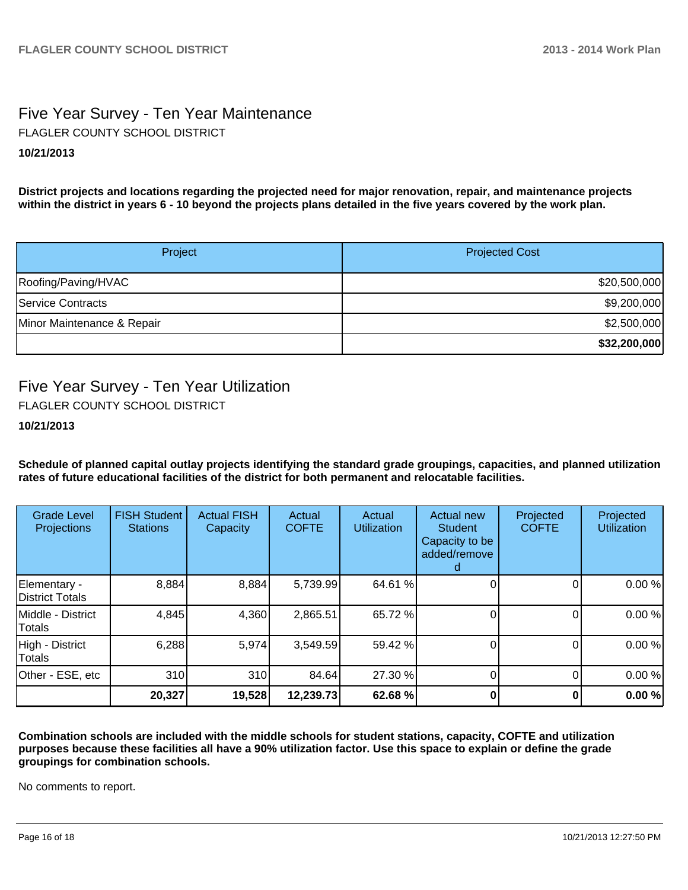## Five Year Survey - Ten Year Maintenance

FLAGLER COUNTY SCHOOL DISTRICT

**10/21/2013**

**District projects and locations regarding the projected need for major renovation, repair, and maintenance projects within the district in years 6 - 10 beyond the projects plans detailed in the five years covered by the work plan.**

| Project | Projected Cost |
|---|---:|
| Roofing/Paving/HVAC | $20,500,000 |
| Service Contracts | $9,200,000 |
| Minor Maintenance & Repair | $2,500,000 |
| | **$32,200,000** |

## Five Year Survey - Ten Year Utilization

FLAGLER COUNTY SCHOOL DISTRICT

**10/21/2013**

**Schedule of planned capital outlay projects identifying the standard grade groupings, capacities, and planned utilization rates of future educational facilities of the district for both permanent and relocatable facilities.**

| Grade Level Projections | FISH Student Stations | Actual FISH Capacity | Actual COFTE | Actual Utilization | Actual new Student Capacity to be added/removed | Projected COFTE | Projected Utilization |
|---|---:|---:|---:|---:|---:|---:|---:|
| Elementary - District Totals | 8,884 | 8,884 | 5,739.99 | 64.61 % | 0 | 0 | 0.00 % |
| Middle - District Totals | 4,845 | 4,360 | 2,865.51 | 65.72 % | 0 | 0 | 0.00 % |
| High - District Totals | 6,288 | 5,974 | 3,549.59 | 59.42 % | 0 | 0 | 0.00 % |
| Other - ESE, etc | 310 | 310 | 84.64 | 27.30 % | 0 | 0 | 0.00 % |
| | **20,327** | **19,528** | **12,239.73** | **62.68 %** | **0** | **0** | **0.00 %** |

**Combination schools are included with the middle schools for student stations, capacity, COFTE and utilization purposes because these facilities all have a 90% utilization factor. Use this space to explain or define the grade groupings for combination schools.**

No comments to report.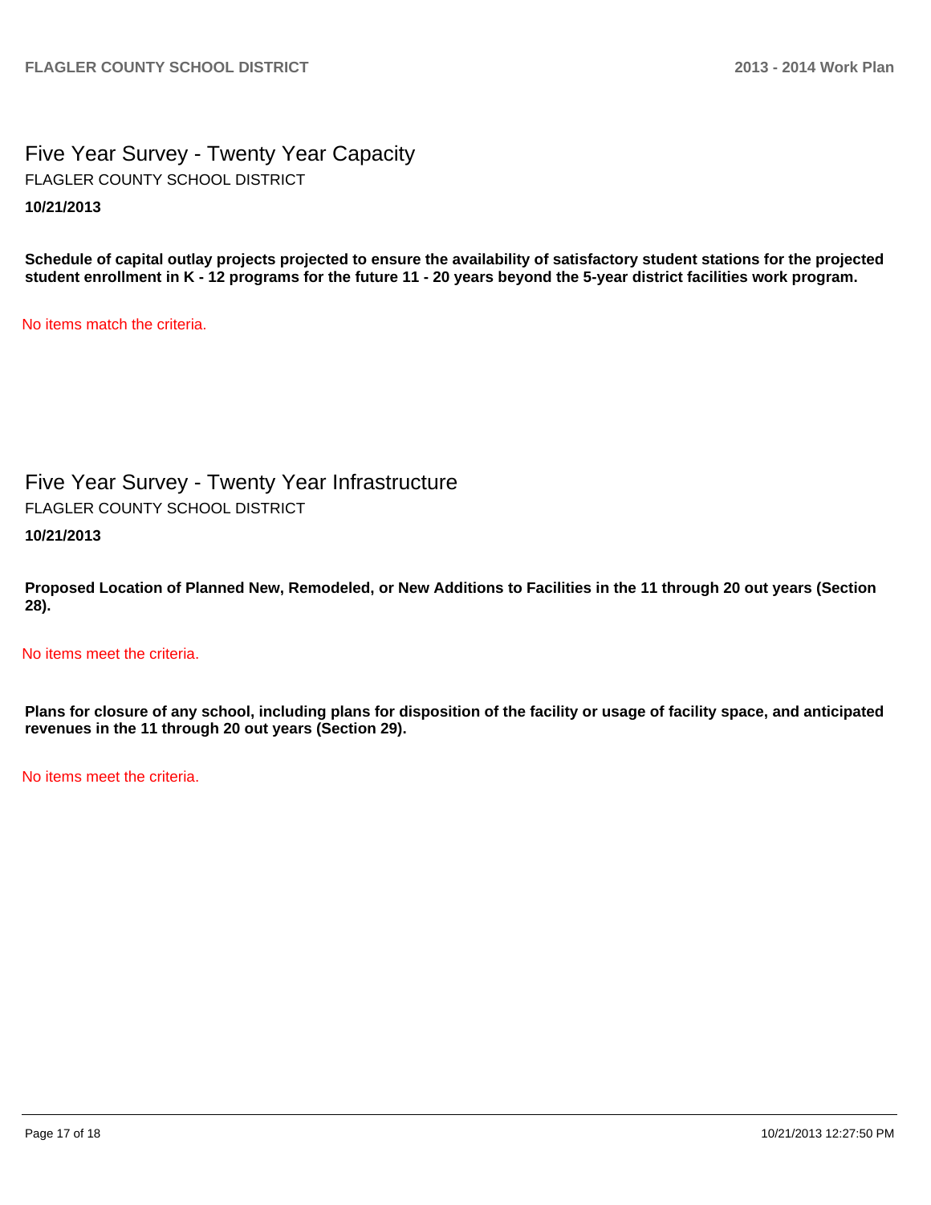## Five Year Survey - Twenty Year Capacity

FLAGLER COUNTY SCHOOL DISTRICT

**10/21/2013**

**Schedule of capital outlay projects projected to ensure the availability of satisfactory student stations for the projected student enrollment in K - 12 programs for the future 11 - 20 years beyond the 5-year district facilities work program.**

No items match the criteria.

## Five Year Survey - Twenty Year Infrastructure

FLAGLER COUNTY SCHOOL DISTRICT

**10/21/2013**

**Proposed Location of Planned New, Remodeled, or New Additions to Facilities in the 11 through 20 out years (Section 28).**

No items meet the criteria.

**Plans for closure of any school, including plans for disposition of the facility or usage of facility space, and anticipated revenues in the 11 through 20 out years (Section 29).**

No items meet the criteria.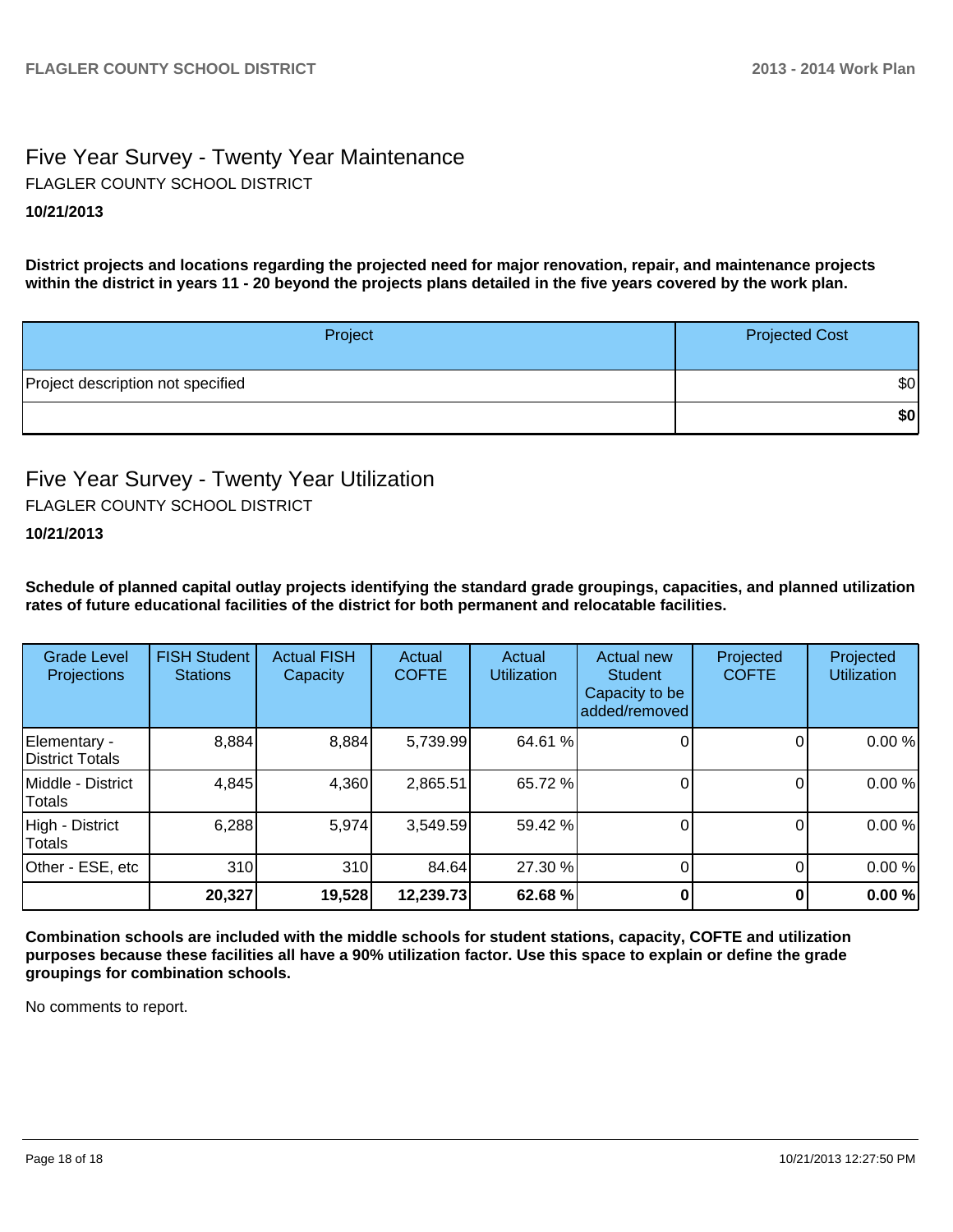## Five Year Survey - Twenty Year Maintenance

FLAGLER COUNTY SCHOOL DISTRICT

**10/21/2013**

**District projects and locations regarding the projected need for major renovation, repair, and maintenance projects within the district in years 11 - 20 beyond the projects plans detailed in the five years covered by the work plan.**

| Project | Projected Cost |
|---|---|
| Project description not specified | $0 |
| | **$0** |

## Five Year Survey - Twenty Year Utilization

FLAGLER COUNTY SCHOOL DISTRICT

**10/21/2013**

**Schedule of planned capital outlay projects identifying the standard grade groupings, capacities, and planned utilization rates of future educational facilities of the district for both permanent and relocatable facilities.**

| Grade Level Projections | FISH Student Stations | Actual FISH Capacity | Actual COFTE | Actual Utilization | Actual new Student Capacity to be added/removed | Projected COFTE | Projected Utilization |
|---|---|---|---|---|---|---|---|
| Elementary - District Totals | 8,884 | 8,884 | 5,739.99 | 64.61 % | 0 | 0 | 0.00 % |
| Middle - District Totals | 4,845 | 4,360 | 2,865.51 | 65.72 % | 0 | 0 | 0.00 % |
| High - District Totals | 6,288 | 5,974 | 3,549.59 | 59.42 % | 0 | 0 | 0.00 % |
| Other - ESE, etc | 310 | 310 | 84.64 | 27.30 % | 0 | 0 | 0.00 % |
| | **20,327** | **19,528** | **12,239.73** | **62.68 %** | **0** | **0** | **0.00 %** |

**Combination schools are included with the middle schools for student stations, capacity, COFTE and utilization purposes because these facilities all have a 90% utilization factor. Use this space to explain or define the grade groupings for combination schools.**

No comments to report.